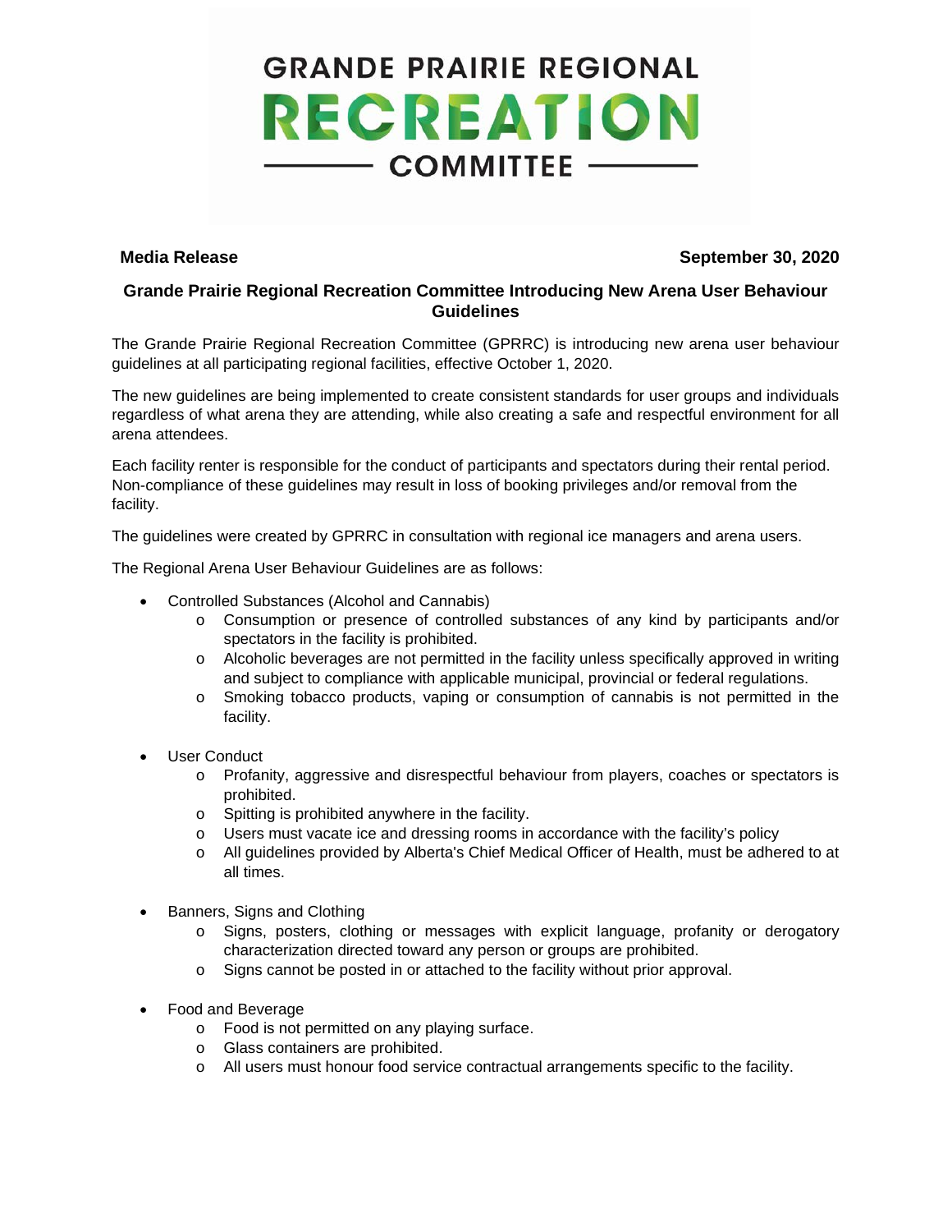# GRANDE PRAIRIE REGIONAL RECREATION COMMITTEE

**Media Release** **September 30, 2020**

## Grande Prairie Regional Recreation Committee Introducing New Arena User Behaviour Guidelines

The Grande Prairie Regional Recreation Committee (GPRRC) is introducing new arena user behaviour guidelines at all participating regional facilities, effective October 1, 2020.

The new guidelines are being implemented to create consistent standards for user groups and individuals regardless of what arena they are attending, while also creating a safe and respectful environment for all arena attendees.

Each facility renter is responsible for the conduct of participants and spectators during their rental period. Non-compliance of these guidelines may result in loss of booking privileges and/or removal from the facility.

The guidelines were created by GPRRC in consultation with regional ice managers and arena users.

The Regional Arena User Behaviour Guidelines are as follows:

- Controlled Substances (Alcohol and Cannabis)
  - Consumption or presence of controlled substances of any kind by participants and/or spectators in the facility is prohibited.
  - Alcoholic beverages are not permitted in the facility unless specifically approved in writing and subject to compliance with applicable municipal, provincial or federal regulations.
  - Smoking tobacco products, vaping or consumption of cannabis is not permitted in the facility.

- User Conduct
  - Profanity, aggressive and disrespectful behaviour from players, coaches or spectators is prohibited.
  - Spitting is prohibited anywhere in the facility.
  - Users must vacate ice and dressing rooms in accordance with the facility's policy
  - All guidelines provided by Alberta's Chief Medical Officer of Health, must be adhered to at all times.

- Banners, Signs and Clothing
  - Signs, posters, clothing or messages with explicit language, profanity or derogatory characterization directed toward any person or groups are prohibited.
  - Signs cannot be posted in or attached to the facility without prior approval.

- Food and Beverage
  - Food is not permitted on any playing surface.
  - Glass containers are prohibited.
  - All users must honour food service contractual arrangements specific to the facility.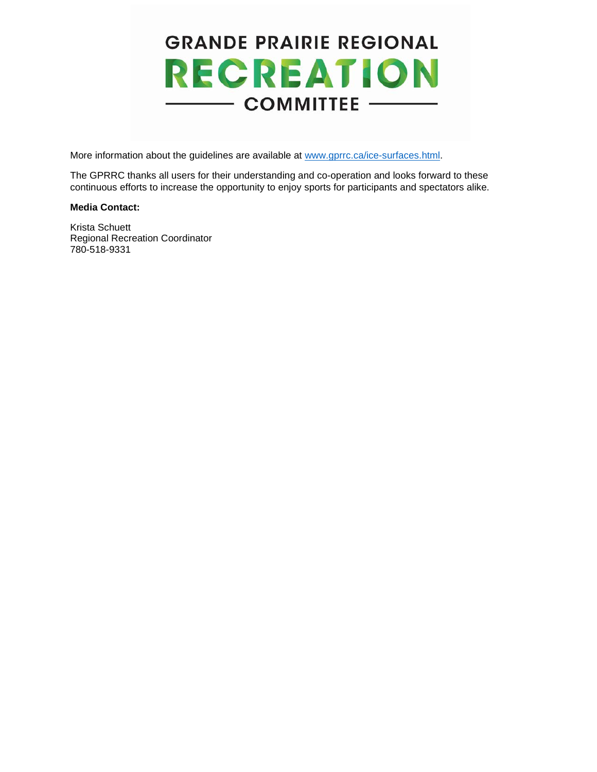More information about the guidelines are available at [www.gprrc.ca/ice-surfaces.html](http://www.gprrc.ca/ice-surfaces.html).

The GPRRC thanks all users for their understanding and co-operation and looks forward to these continuous efforts to increase the opportunity to enjoy sports for participants and spectators alike.

**Media Contact:**

Krista Schuett
Regional Recreation Coordinator
780-518-9331